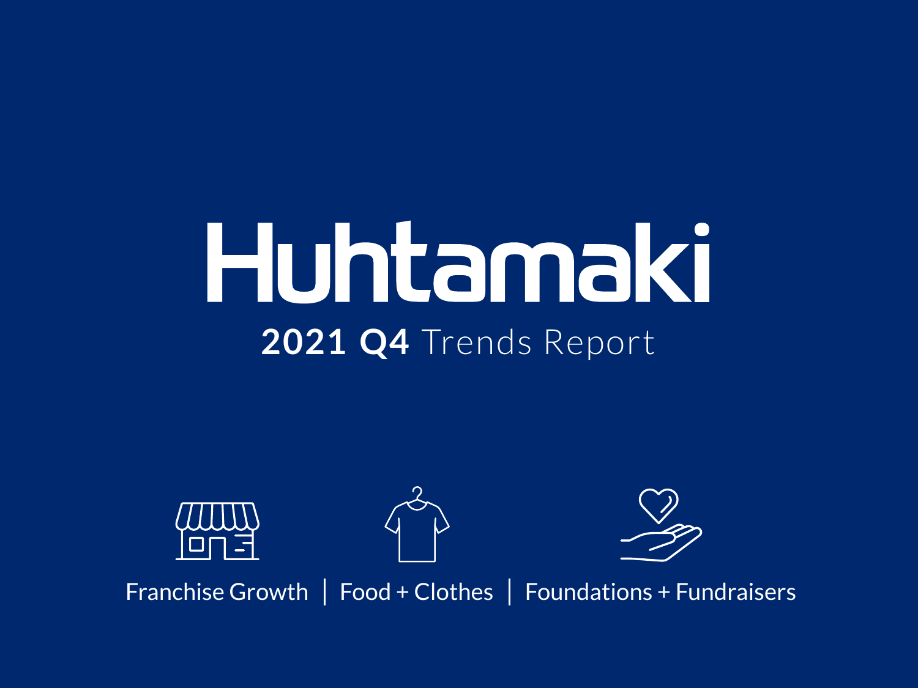# Huhtamaki

## 2021 Q4 Trends Report

Franchise Growth | Food + Clothes | Foundations + Fundraisers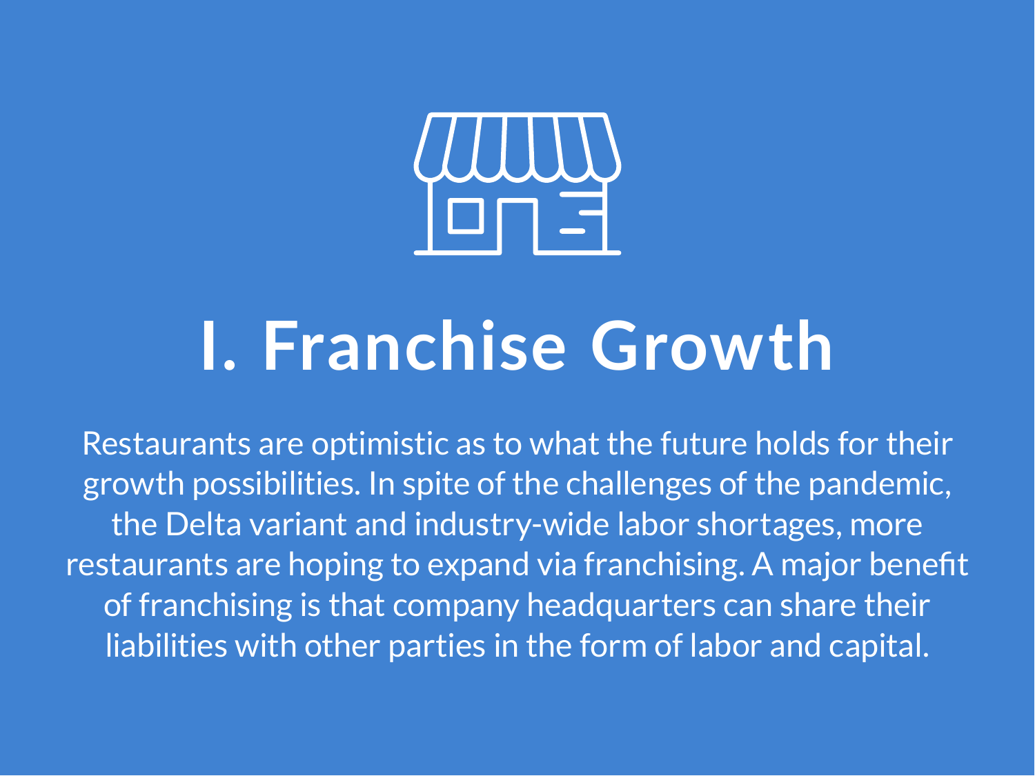# I. Franchise Growth

Restaurants are optimistic as to what the future holds for their growth possibilities. In spite of the challenges of the pandemic, the Delta variant and industry-wide labor shortages, more restaurants are hoping to expand via franchising. A major benefit of franchising is that company headquarters can share their liabilities with other parties in the form of labor and capital.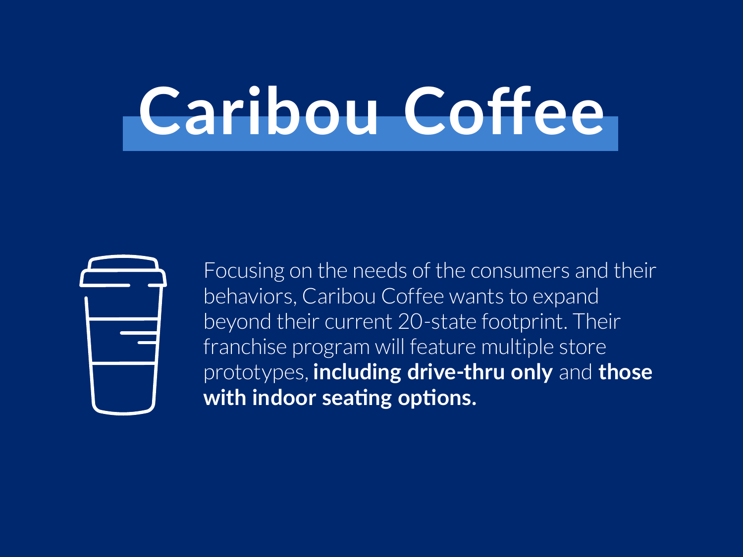# Caribou Coffee

Focusing on the needs of the consumers and their behaviors, Caribou Coffee wants to expand beyond their current 20-state footprint. Their franchise program will feature multiple store prototypes, **including drive-thru only** and **those with indoor seating options.**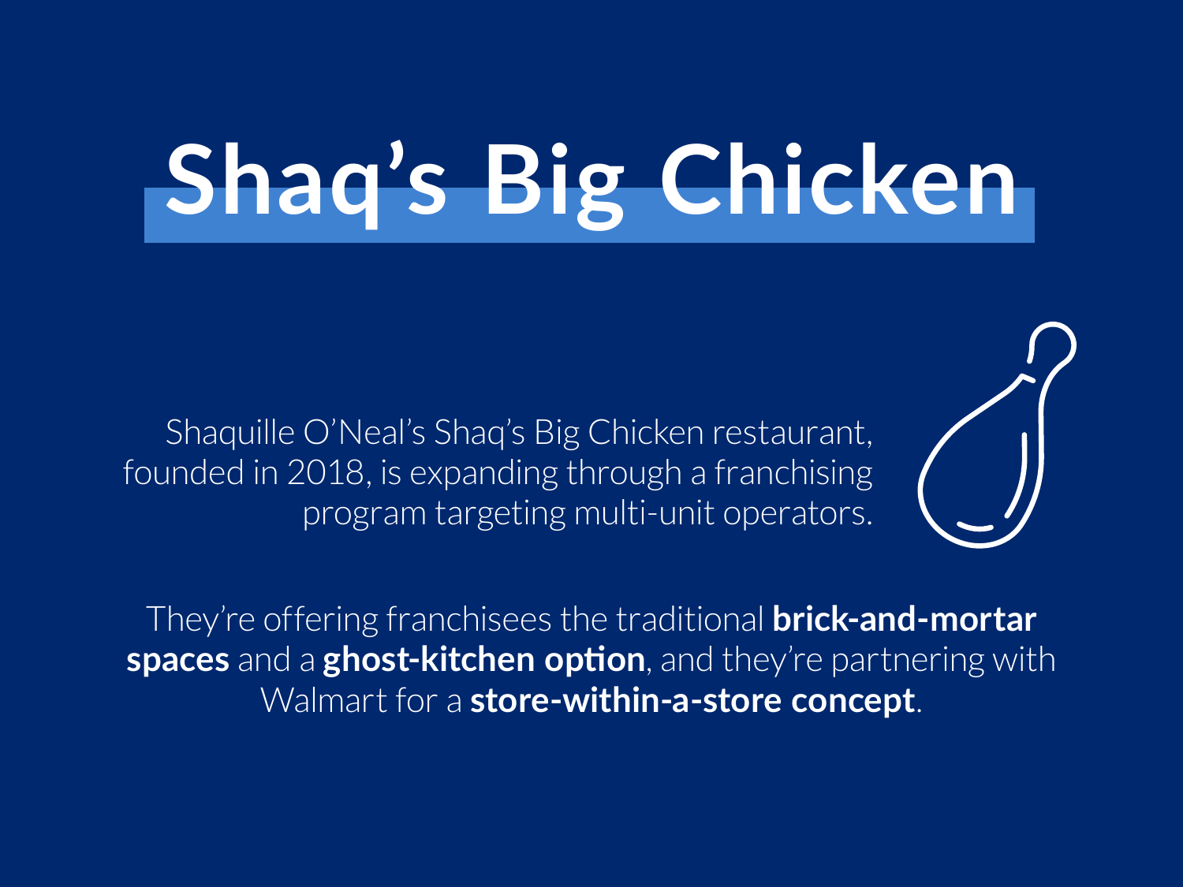# Shaq's Big Chicken

Shaquille O'Neal's Shaq's Big Chicken restaurant, founded in 2018, is expanding through a franchising program targeting multi-unit operators.

They're offering franchisees the traditional **brick-and-mortar spaces** and a **ghost-kitchen option**, and they're partnering with Walmart for a **store-within-a-store concept**.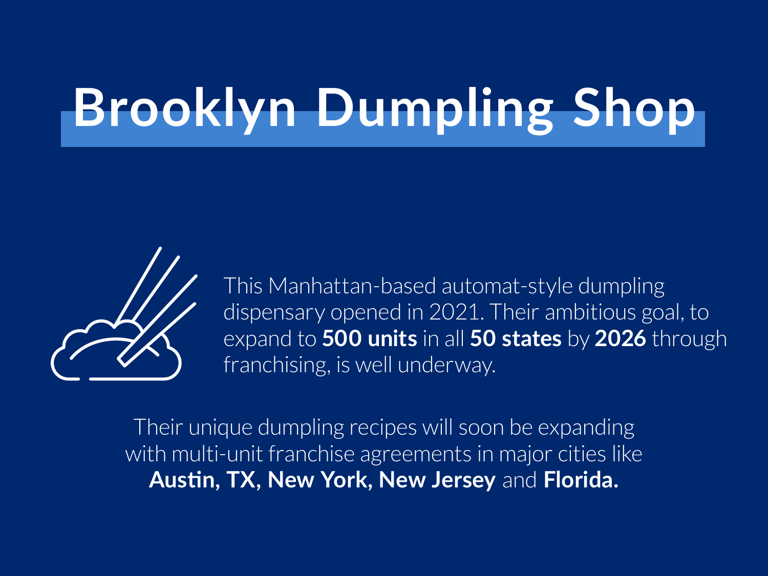# Brooklyn Dumpling Shop

This Manhattan-based automat-style dumpling dispensary opened in 2021. Their ambitious goal, to expand to **500 units** in all **50 states** by **2026** through franchising, is well underway.

Their unique dumpling recipes will soon be expanding with multi-unit franchise agreements in major cities like **Austin, TX, New York, New Jersey** and **Florida.**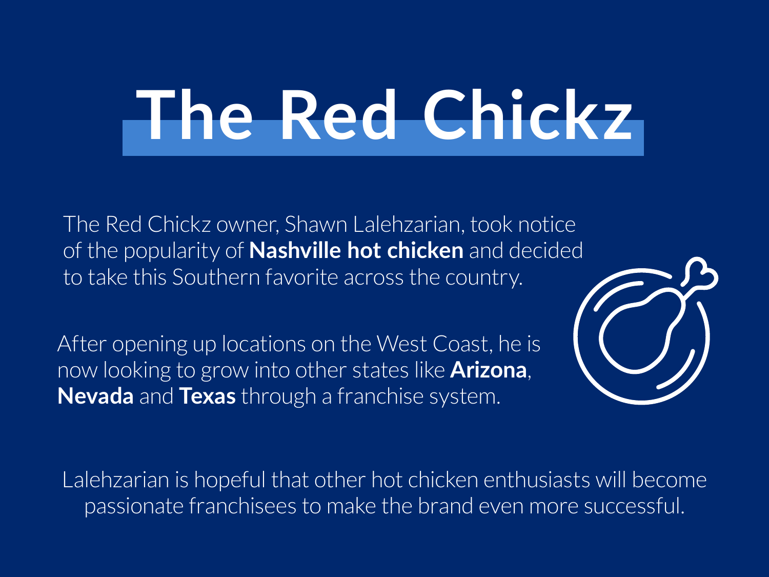# The Red Chickz

The Red Chickz owner, Shawn Lalehzarian, took notice of the popularity of **Nashville hot chicken** and decided to take this Southern favorite across the country.

After opening up locations on the West Coast, he is now looking to grow into other states like **Arizona**, **Nevada** and **Texas** through a franchise system.

Lalehzarian is hopeful that other hot chicken enthusiasts will become passionate franchisees to make the brand even more successful.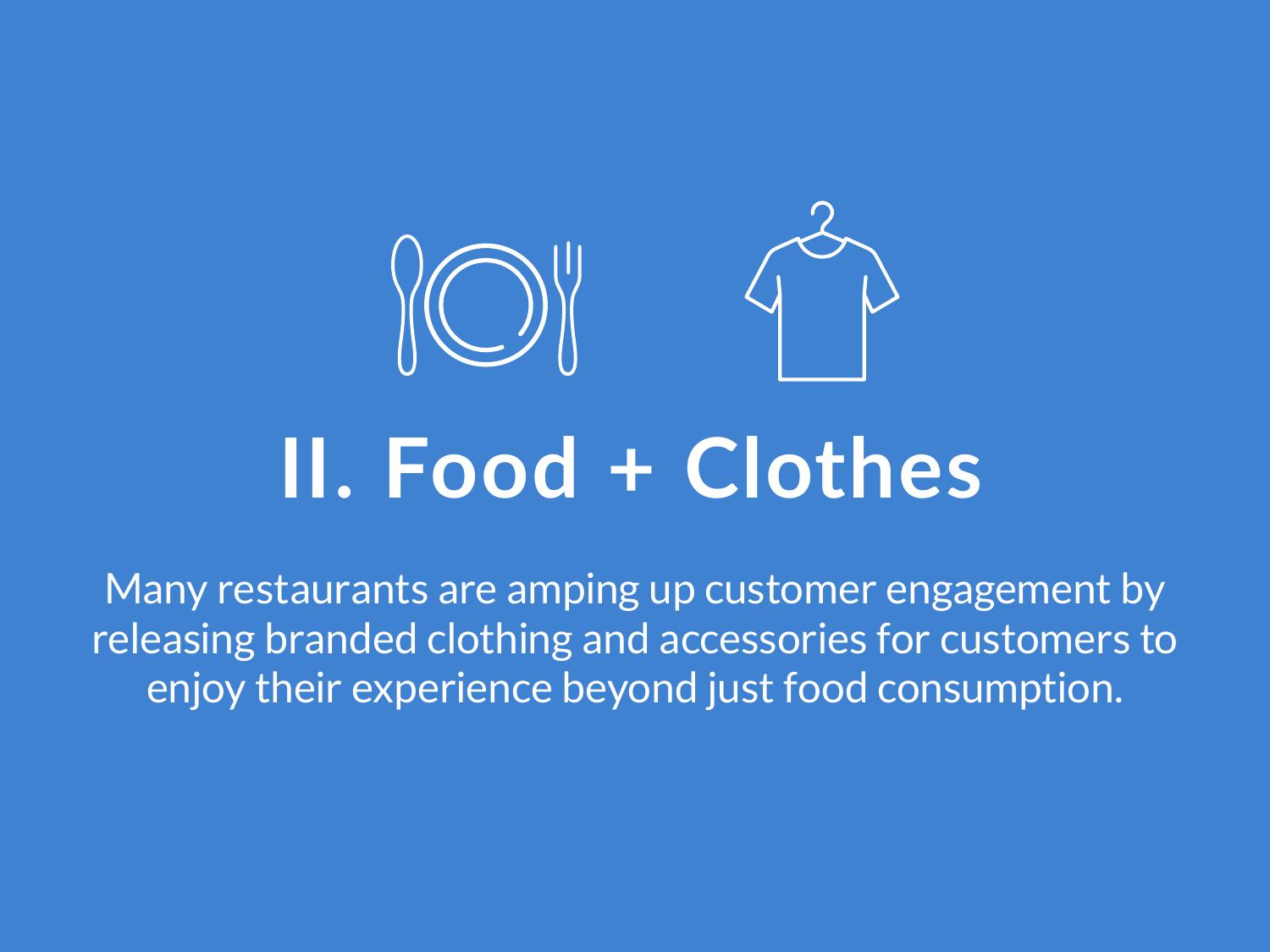# II. Food + Clothes

Many restaurants are amping up customer engagement by releasing branded clothing and accessories for customers to enjoy their experience beyond just food consumption.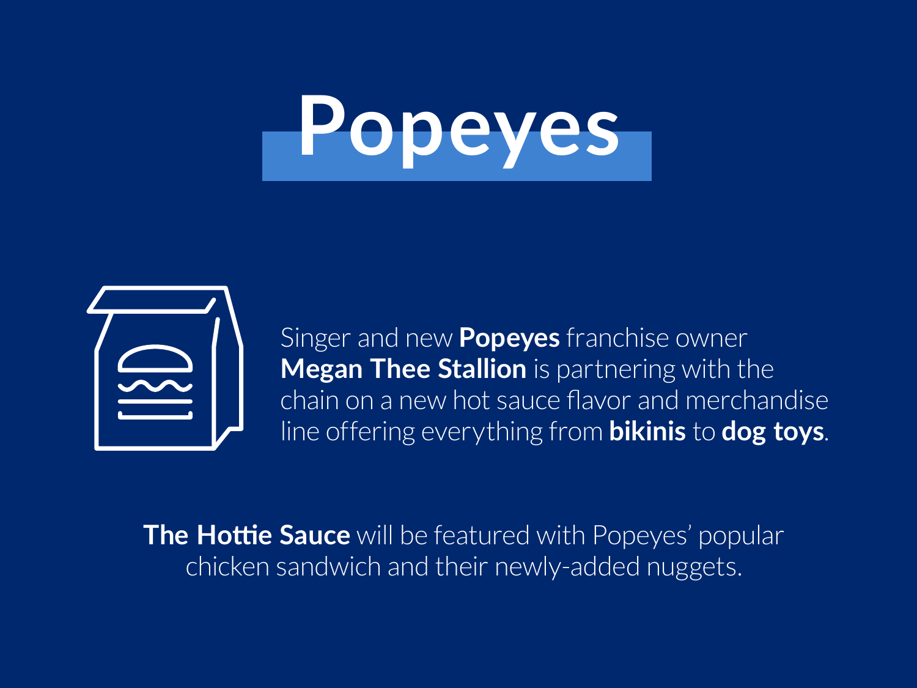# Popeyes

Singer and new **Popeyes** franchise owner **Megan Thee Stallion** is partnering with the chain on a new hot sauce flavor and merchandise line offering everything from **bikinis** to **dog toys**.

**The Hottie Sauce** will be featured with Popeyes' popular chicken sandwich and their newly-added nuggets.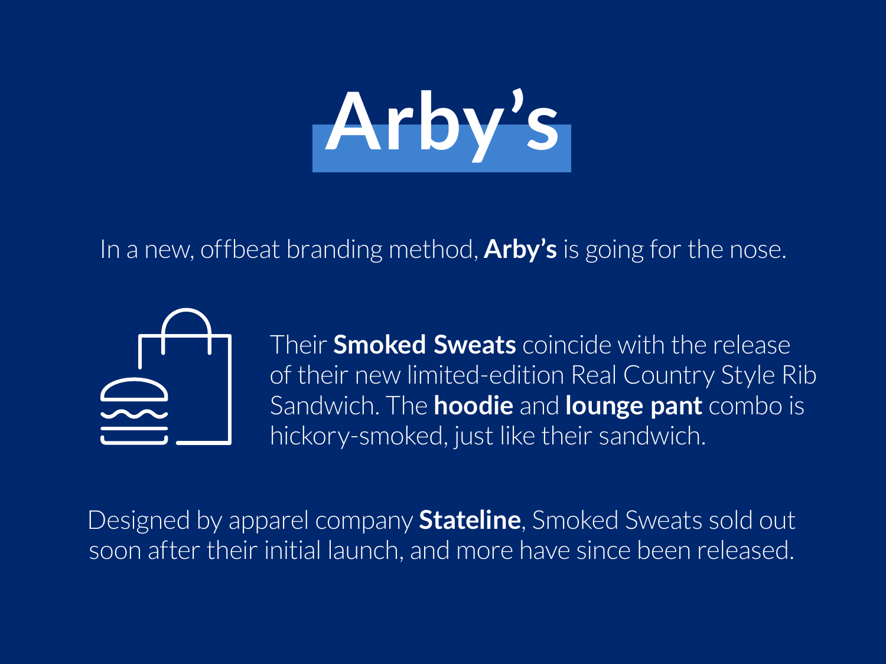# Arby's

In a new, offbeat branding method, **Arby's** is going for the nose.

Their **Smoked Sweats** coincide with the release of their new limited-edition Real Country Style Rib Sandwich. The **hoodie** and **lounge pant** combo is hickory-smoked, just like their sandwich.

Designed by apparel company **Stateline**, Smoked Sweats sold out soon after their initial launch, and more have since been released.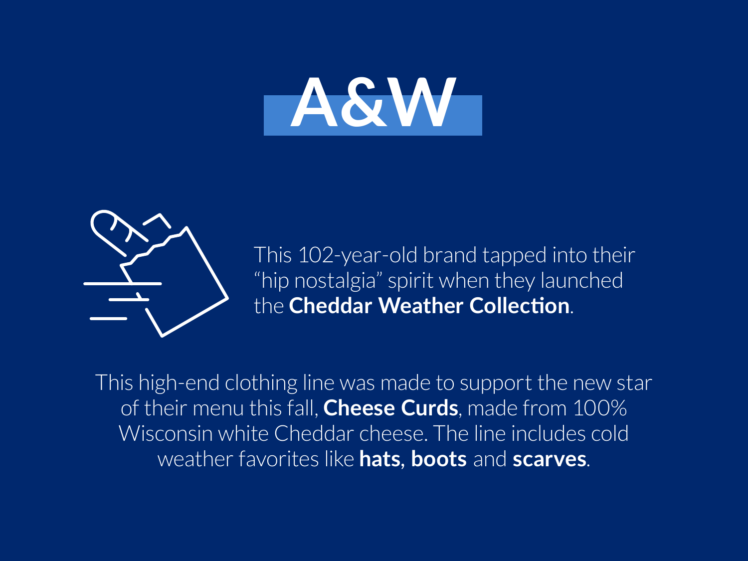# A&W

This 102-year-old brand tapped into their "hip nostalgia" spirit when they launched the **Cheddar Weather Collection**.

This high-end clothing line was made to support the new star of their menu this fall, **Cheese Curds**, made from 100% Wisconsin white Cheddar cheese. The line includes cold weather favorites like **hats**, **boots** and **scarves**.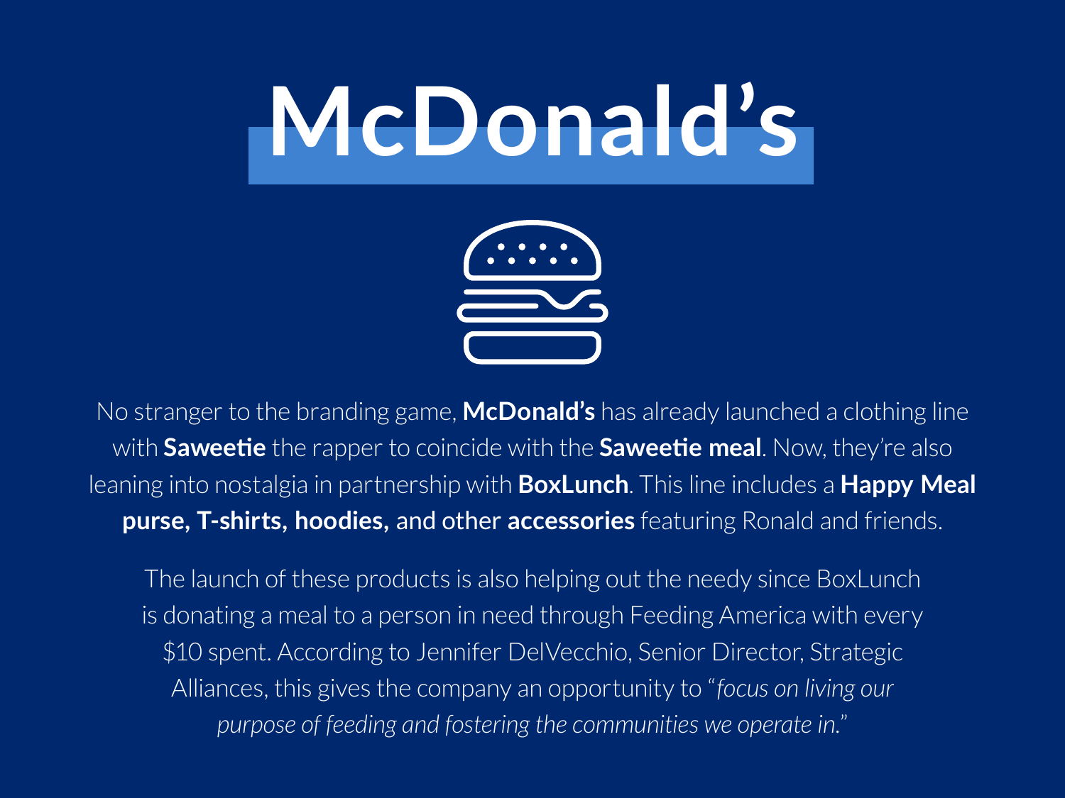# McDonald's

No stranger to the branding game, **McDonald's** has already launched a clothing line with **Saweetie** the rapper to coincide with the **Saweetie meal**. Now, they're also leaning into nostalgia in partnership with **BoxLunch**. This line includes a **Happy Meal purse, T-shirts, hoodies,** and other **accessories** featuring Ronald and friends.

The launch of these products is also helping out the needy since BoxLunch is donating a meal to a person in need through Feeding America with every $10 spent. According to Jennifer DelVecchio, Senior Director, Strategic Alliances, this gives the company an opportunity to *"focus on living our purpose of feeding and fostering the communities we operate in."*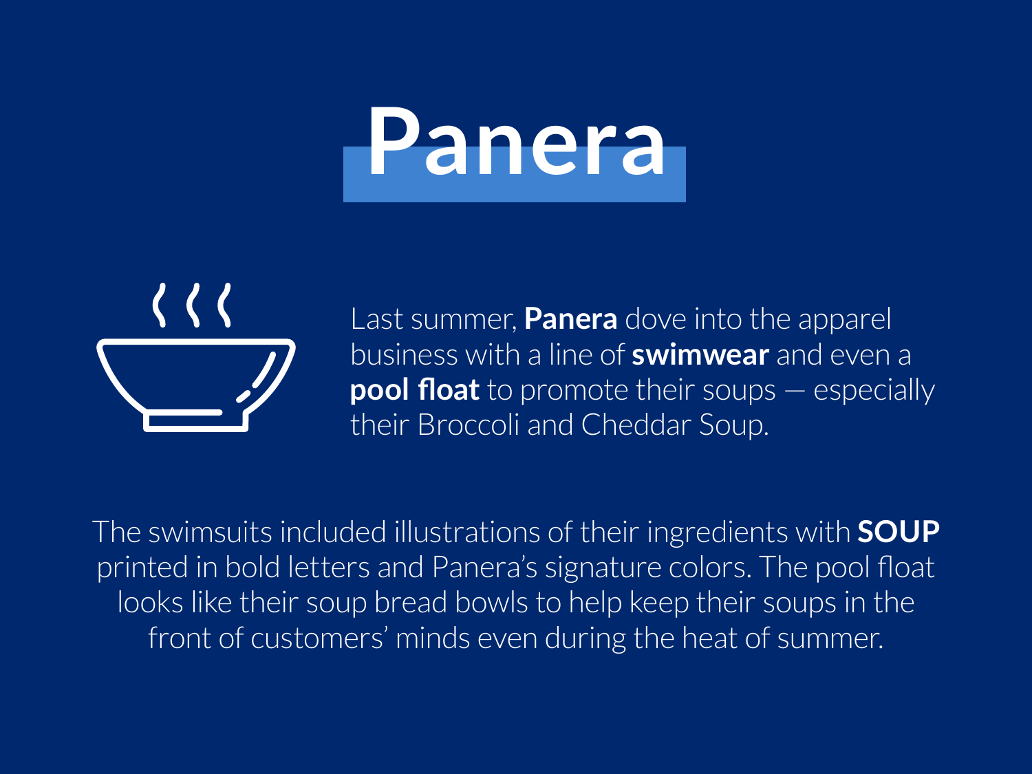# Panera

Last summer, **Panera** dove into the apparel business with a line of **swimwear** and even a **pool float** to promote their soups — especially their Broccoli and Cheddar Soup.

The swimsuits included illustrations of their ingredients with **SOUP** printed in bold letters and Panera's signature colors. The pool float looks like their soup bread bowls to help keep their soups in the front of customers' minds even during the heat of summer.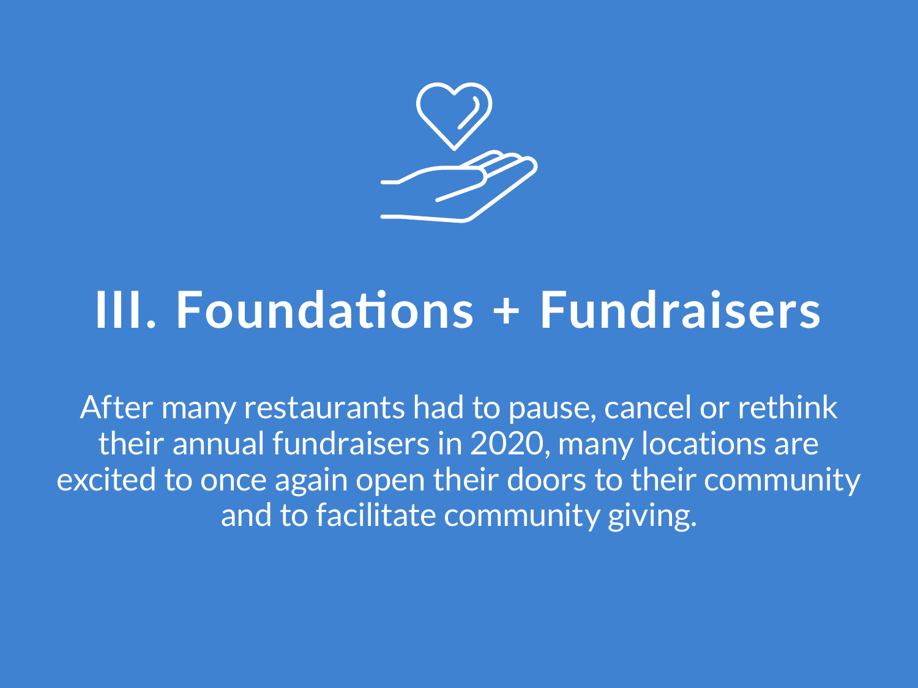# III. Foundations + Fundraisers

After many restaurants had to pause, cancel or rethink their annual fundraisers in 2020, many locations are excited to once again open their doors to their community and to facilitate community giving.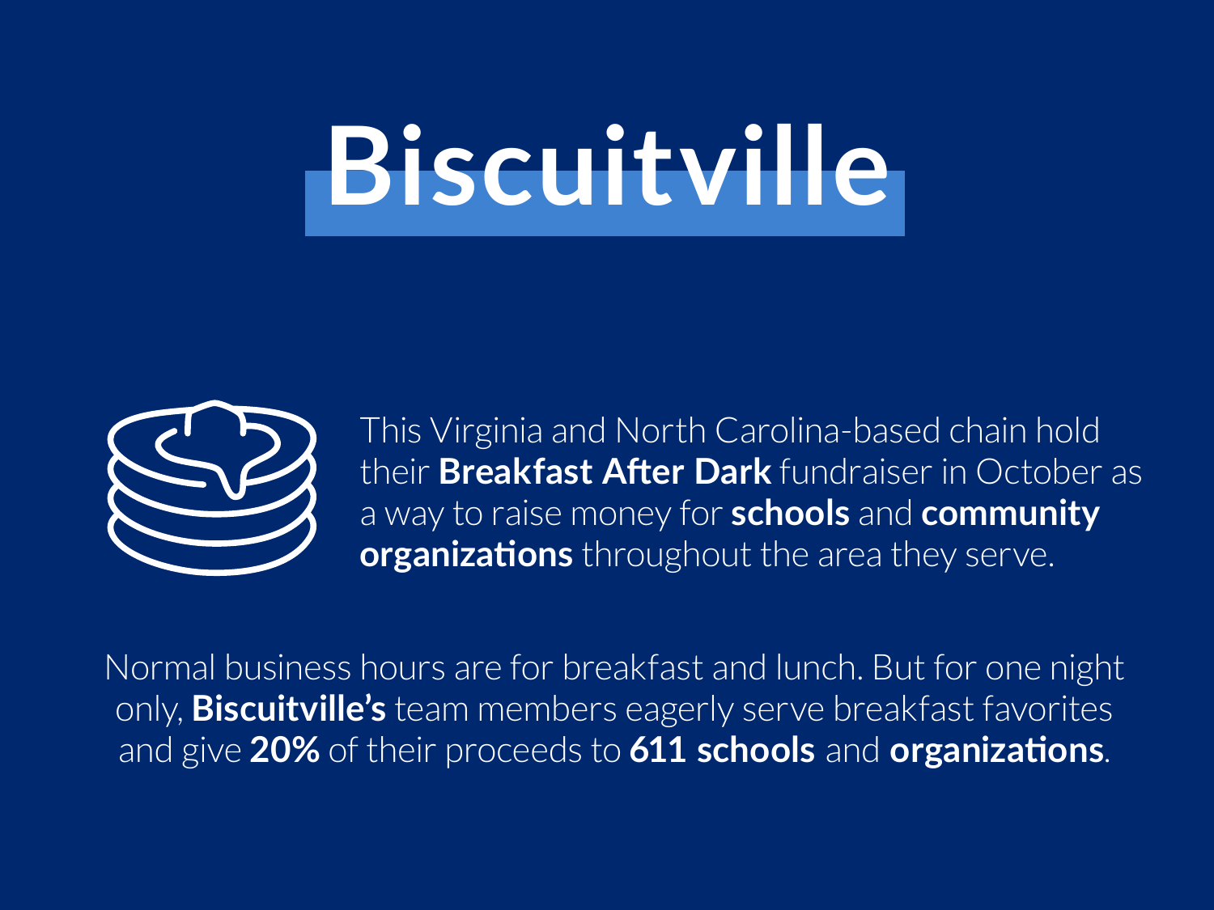# Biscuitville

This Virginia and North Carolina-based chain hold their **Breakfast After Dark** fundraiser in October as a way to raise money for **schools** and **community organizations** throughout the area they serve.

Normal business hours are for breakfast and lunch. But for one night only, **Biscuitville's** team members eagerly serve breakfast favorites and give **20%** of their proceeds to **611 schools** and **organizations**.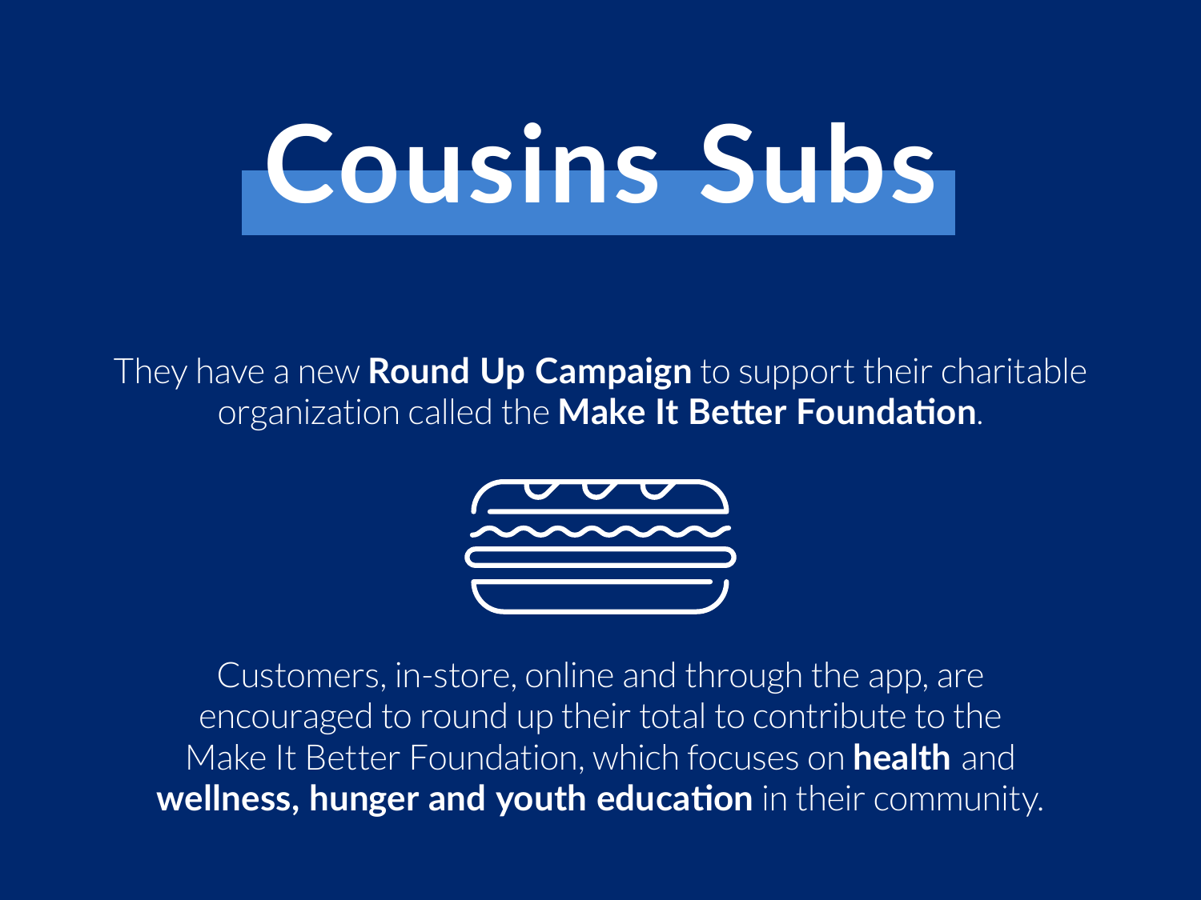# Cousins Subs

They have a new **Round Up Campaign** to support their charitable organization called the **Make It Better Foundation**.

Customers, in-store, online and through the app, are encouraged to round up their total to contribute to the Make It Better Foundation, which focuses on **health** and **wellness, hunger and youth education** in their community.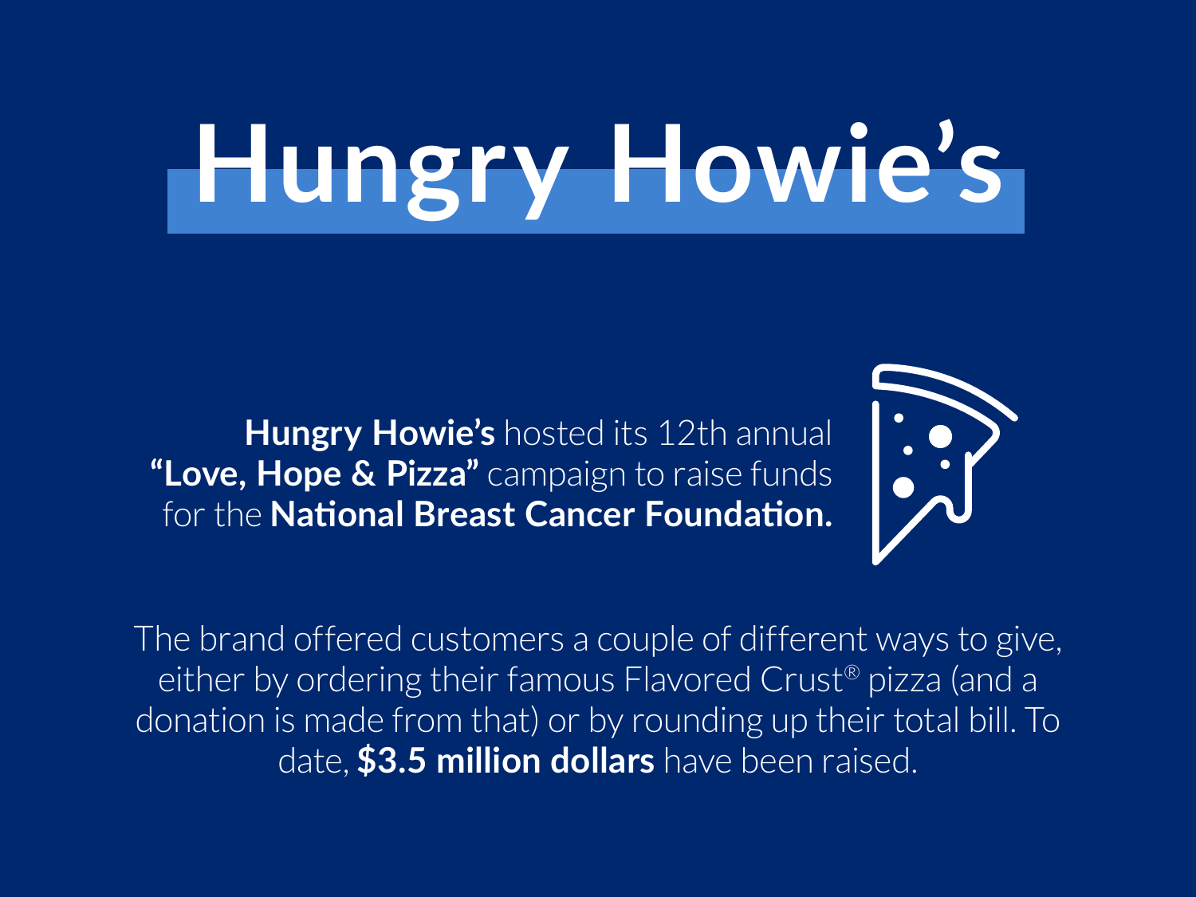# Hungry Howie's

**Hungry Howie's** hosted its 12th annual **"Love, Hope & Pizza"** campaign to raise funds for the **National Breast Cancer Foundation.**

The brand offered customers a couple of different ways to give, either by ordering their famous Flavored Crust® pizza (and a donation is made from that) or by rounding up their total bill. To date, **$3.5 million dollars** have been raised.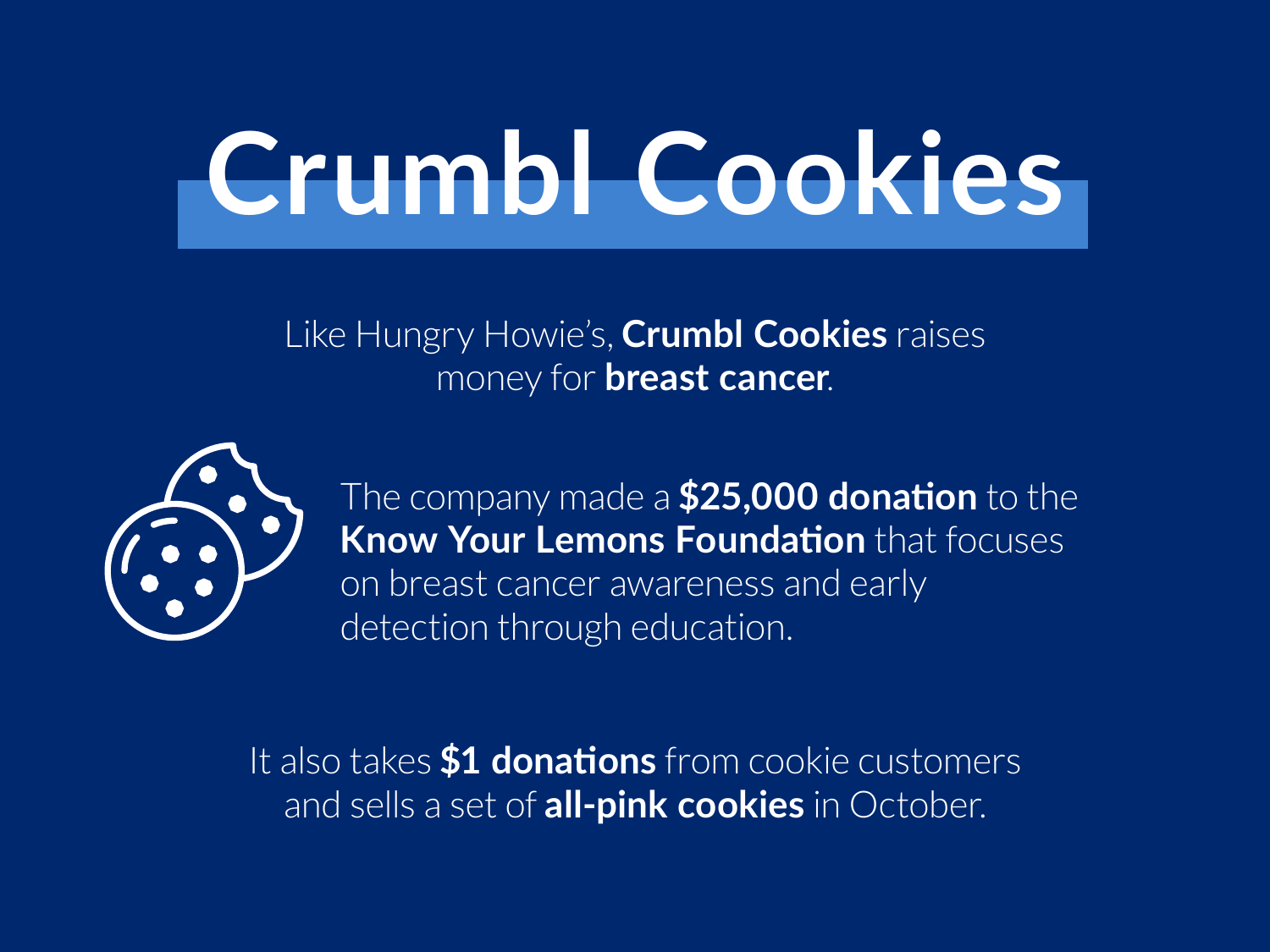# Crumbl Cookies

Like Hungry Howie's, **Crumbl Cookies** raises money for **breast cancer**.

The company made a **$25,000 donation** to the **Know Your Lemons Foundation** that focuses on breast cancer awareness and early detection through education.

It also takes **$1 donations** from cookie customers and sells a set of **all-pink cookies** in October.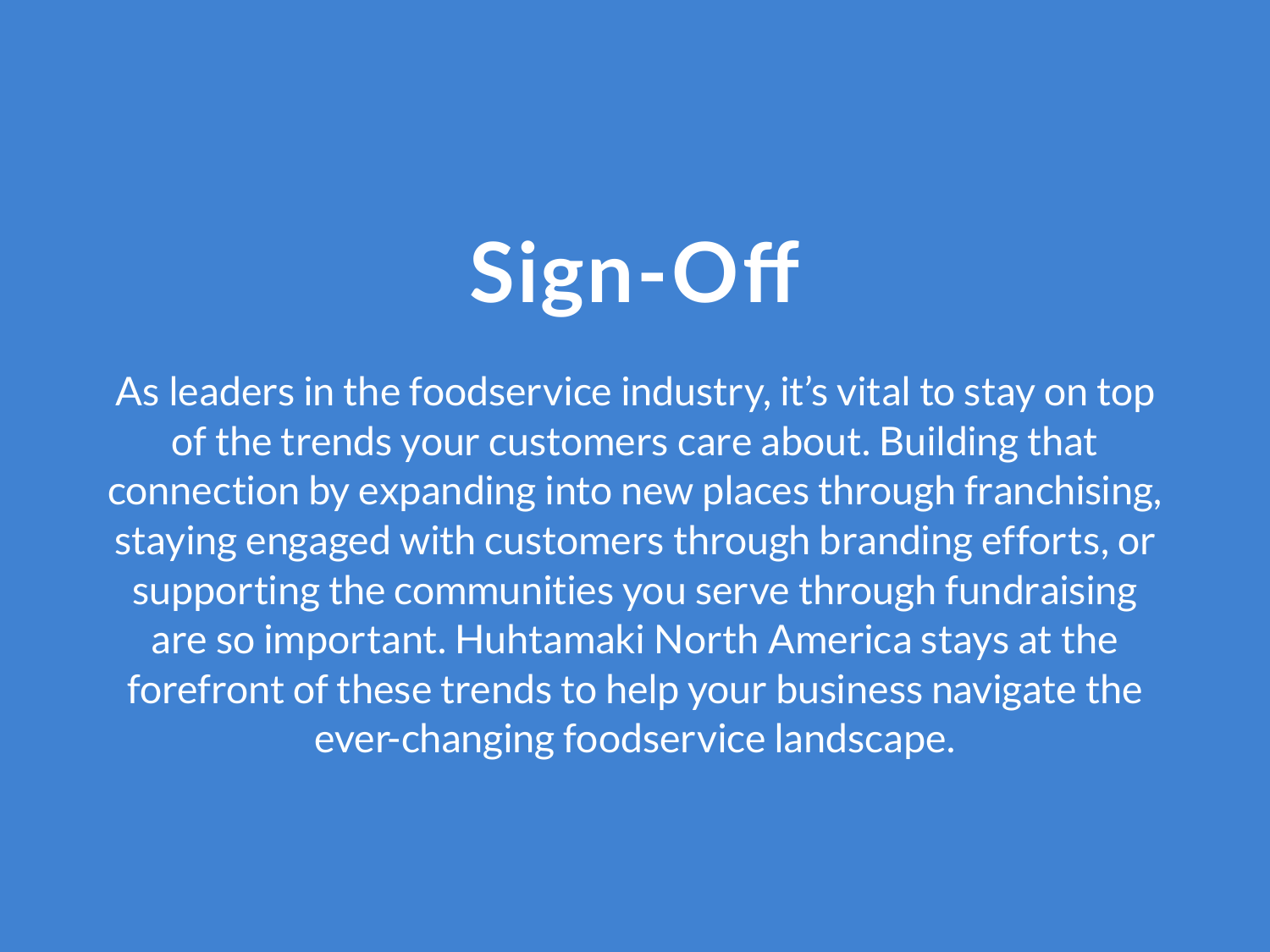# Sign-Off

As leaders in the foodservice industry, it's vital to stay on top of the trends your customers care about. Building that connection by expanding into new places through franchising, staying engaged with customers through branding efforts, or supporting the communities you serve through fundraising are so important. Huhtamaki North America stays at the forefront of these trends to help your business navigate the ever-changing foodservice landscape.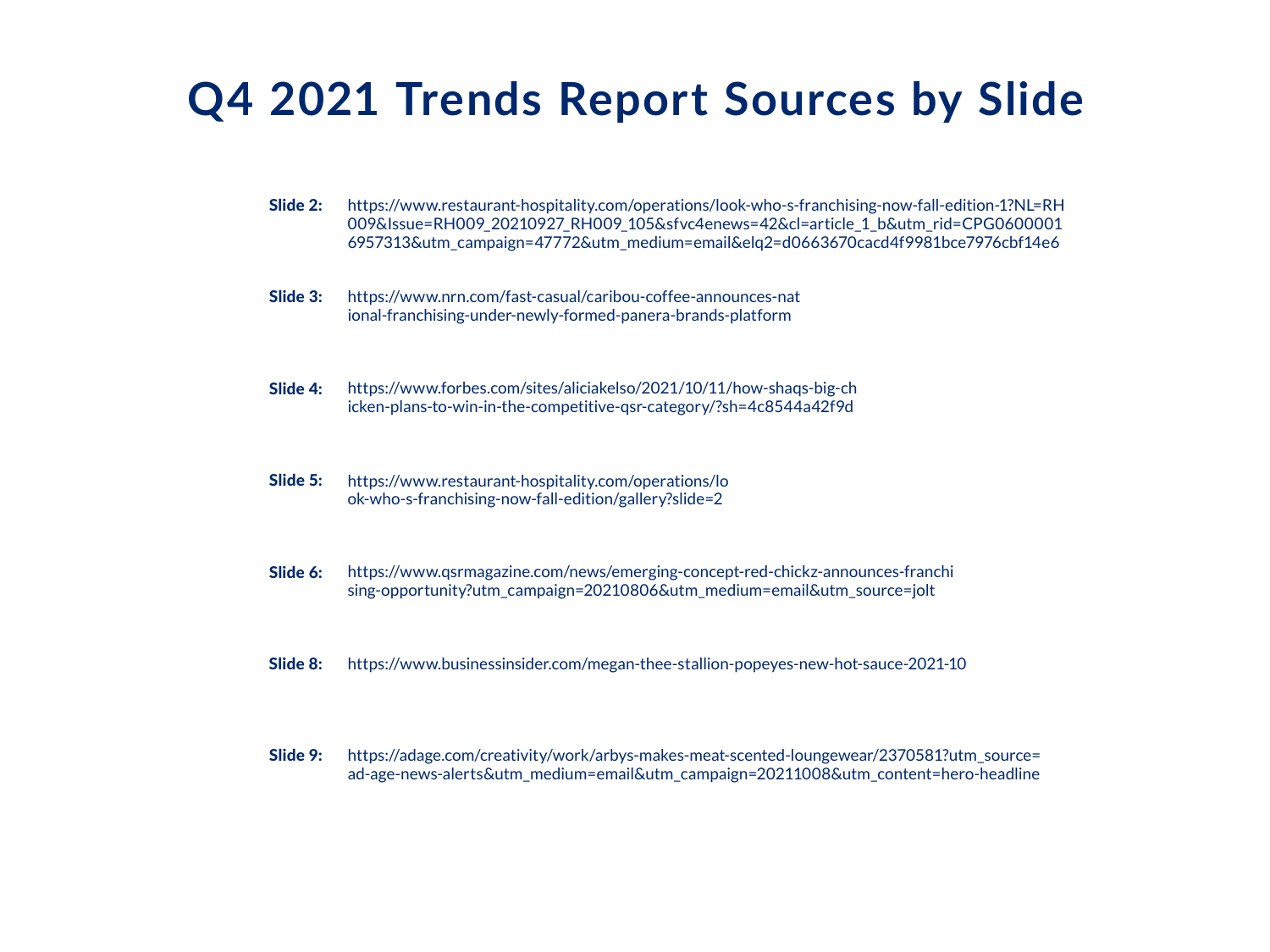# Q4 2021 Trends Report Sources by Slide

**Slide 2:** https://www.restaurant-hospitality.com/operations/look-who-s-franchising-now-fall-edition-1?NL=RH009&Issue=RH009_20210927_RH009_105&sfvc4enews=42&cl=article_1_b&utm_rid=CPG06000016957313&utm_campaign=47772&utm_medium=email&elq2=d0663670cacd4f9981bce7976cbf14e6

**Slide 3:** https://www.nrn.com/fast-casual/caribou-coffee-announces-national-franchising-under-newly-formed-panera-brands-platform

**Slide 4:** https://www.forbes.com/sites/aliciakelso/2021/10/11/how-shaqs-big-chicken-plans-to-win-in-the-competitive-qsr-category/?sh=4c8544a42f9d

**Slide 5:** https://www.restaurant-hospitality.com/operations/look-who-s-franchising-now-fall-edition/gallery?slide=2

**Slide 6:** https://www.qsrmagazine.com/news/emerging-concept-red-chickz-announces-franchising-opportunity?utm_campaign=20210806&utm_medium=email&utm_source=jolt

**Slide 8:** https://www.businessinsider.com/megan-thee-stallion-popeyes-new-hot-sauce-2021-10

**Slide 9:** https://adage.com/creativity/work/arbys-makes-meat-scented-loungewear/2370581?utm_source=ad-age-news-alerts&utm_medium=email&utm_campaign=20211008&utm_content=hero-headline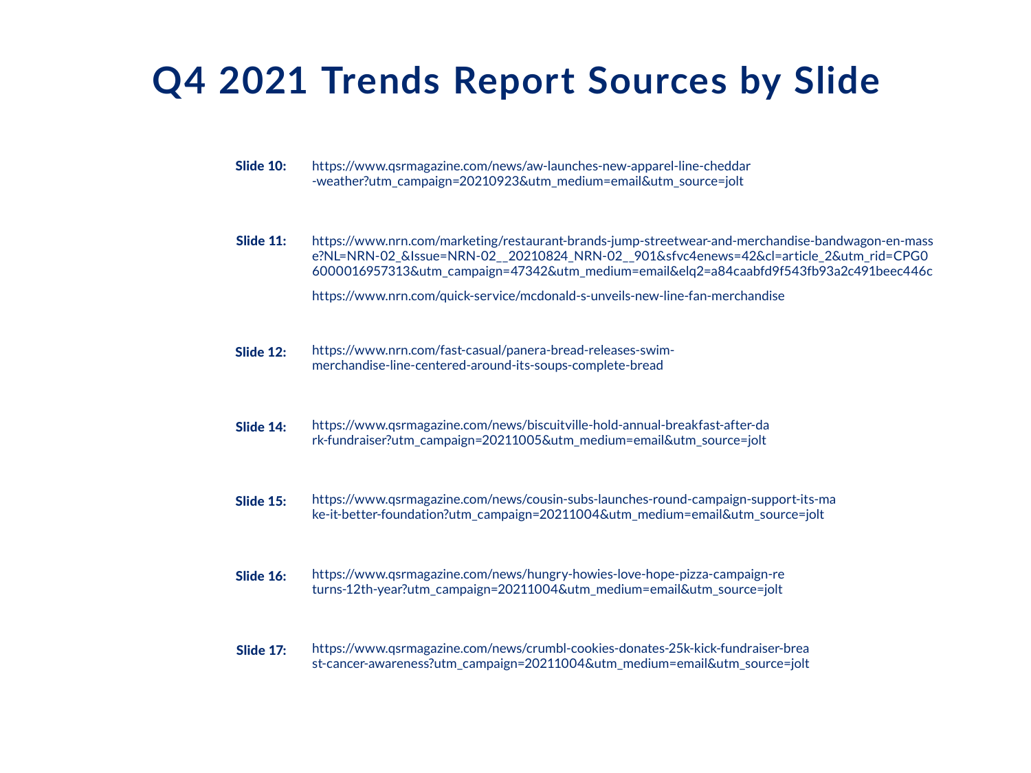# Q4 2021 Trends Report Sources by Slide

**Slide 10:** https://www.qsrmagazine.com/news/aw-launches-new-apparel-line-cheddar-weather?utm_campaign=20210923&utm_medium=email&utm_source=jolt

**Slide 11:** https://www.nrn.com/marketing/restaurant-brands-jump-streetwear-and-merchandise-bandwagon-en-masse?NL=NRN-02_&Issue=NRN-02__20210824_NRN-02__901&sfvc4enews=42&cl=article_2&utm_rid=CPG06000016957313&utm_campaign=47342&utm_medium=email&elq2=a84caabfd9f543fb93a2c491beec446c

https://www.nrn.com/quick-service/mcdonald-s-unveils-new-line-fan-merchandise

**Slide 12:** https://www.nrn.com/fast-casual/panera-bread-releases-swim-merchandise-line-centered-around-its-soups-complete-bread

**Slide 14:** https://www.qsrmagazine.com/news/biscuitville-hold-annual-breakfast-after-dark-fundraiser?utm_campaign=20211005&utm_medium=email&utm_source=jolt

**Slide 15:** https://www.qsrmagazine.com/news/cousin-subs-launches-round-campaign-support-its-make-it-better-foundation?utm_campaign=20211004&utm_medium=email&utm_source=jolt

**Slide 16:** https://www.qsrmagazine.com/news/hungry-howies-love-hope-pizza-campaign-returns-12th-year?utm_campaign=20211004&utm_medium=email&utm_source=jolt

**Slide 17:** https://www.qsrmagazine.com/news/crumbl-cookies-donates-25k-kick-fundraiser-breast-cancer-awareness?utm_campaign=20211004&utm_medium=email&utm_source=jolt